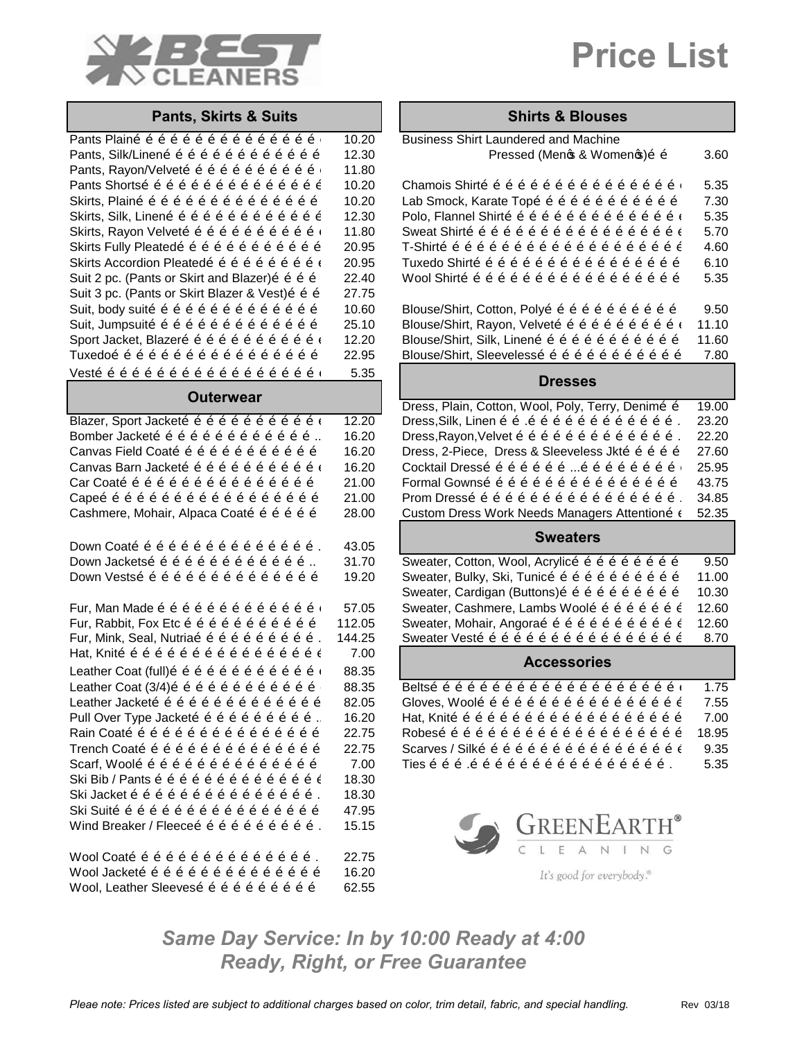# Best Cleaners

# Price List

## Pants, Skirts & Suits

| Item | Price |
|---|---|
| Pants Plain | 10.20 |
| Pants, Silk/Linen | 12.30 |
| Pants, Rayon/Velvet | 11.80 |
| Pants Shorts | 10.20 |
| Skirts, Plain | 10.20 |
| Skirts, Silk, Linen | 12.30 |
| Skirts, Rayon Velvet | 11.80 |
| Skirts Fully Pleated | 20.95 |
| Skirts Accordion Pleated | 20.95 |
| Suit 2 pc. (Pants or Skirt and Blazer) | 22.40 |
| Suit 3 pc. (Pants or Skirt Blazer & Vest) | 27.75 |
| Suit, body suit | 10.60 |
| Suit, Jumpsuit | 25.10 |
| Sport Jacket, Blazer | 12.20 |
| Tuxedo | 22.95 |
| Vest | 5.35 |

## Outerwear

| Item | Price |
|---|---|
| Blazer, Sport Jacket | 12.20 |
| Bomber Jacket | 16.20 |
| Canvas Field Coat | 16.20 |
| Canvas Barn Jacket | 16.20 |
| Car Coat | 21.00 |
| Cape | 21.00 |
| Cashmere, Mohair, Alpaca Coat | 28.00 |
| Down Coat | 43.05 |
| Down Jackets | 31.70 |
| Down Vests | 19.20 |
| Fur, Man Made | 57.05 |
| Fur, Rabbit, Fox Etc | 112.05 |
| Fur, Mink, Seal, Nutria | 144.25 |
| Hat, Knit | 7.00 |
| Leather Coat (full) | 88.35 |
| Leather Coat (3/4) | 88.35 |
| Leather Jacket | 82.05 |
| Pull Over Type Jacket | 16.20 |
| Rain Coat | 22.75 |
| Trench Coat | 22.75 |
| Scarf, Wool | 7.00 |
| Ski Bib / Pants | 18.30 |
| Ski Jacket | 18.30 |
| Ski Suit | 47.95 |
| Wind Breaker / Fleece | 15.15 |
| Wool Coat | 22.75 |
| Wool Jacket | 16.20 |
| Wool, Leather Sleeves | 62.55 |

## Shirts & Blouses

| Item | Price |
|---|---|
| Business Shirt Laundered and Machine Pressed (Men's & Women's) | 3.60 |
| Chamois Shirt | 5.35 |
| Lab Smock, Karate Top | 7.30 |
| Polo, Flannel Shirt | 5.35 |
| Sweat Shirt | 5.70 |
| T-Shirt | 4.60 |
| Tuxedo Shirt | 6.10 |
| Wool Shirt | 5.35 |
| Blouse/Shirt, Cotton, Poly | 9.50 |
| Blouse/Shirt, Rayon, Velvet | 11.10 |
| Blouse/Shirt, Silk, Linen | 11.60 |
| Blouse/Shirt, Sleeveless | 7.80 |

## Dresses

| Item | Price |
|---|---|
| Dress, Plain, Cotton, Wool, Poly, Terry, Denim | 19.00 |
| Dress, Silk, Linen | 23.20 |
| Dress, Rayon, Velvet | 22.20 |
| Dress, 2-Piece, Dress & Sleeveless Jkt | 27.60 |
| Cocktail Dress | 25.95 |
| Formal Gowns | 43.75 |
| Prom Dress | 34.85 |
| Custom Dress Work Needs Managers Attention | 52.35 |

## Sweaters

| Item | Price |
|---|---|
| Sweater, Cotton, Wool, Acrylic | 9.50 |
| Sweater, Bulky, Ski, Tunic | 11.00 |
| Sweater, Cardigan (Buttons) | 10.30 |
| Sweater, Cashmere, Lambs Wool | 12.60 |
| Sweater, Mohair, Angora | 12.60 |
| Sweater Vest | 8.70 |

## Accessories

| Item | Price |
|---|---|
| Belts | 1.75 |
| Gloves, Wool | 7.55 |
| Hat, Knit | 7.00 |
| Robes | 18.95 |
| Scarves / Silk | 9.35 |
| Ties | 5.35 |

GreenEarth® Cleaning — *It's good for everybody.®*

***Same Day Service: In by 10:00 Ready at 4:00***
***Ready, Right, or Free Guarantee***

*Pleae note: Prices listed are subject to additional charges based on color, trim detail, fabric, and special handling.*

Rev 03/18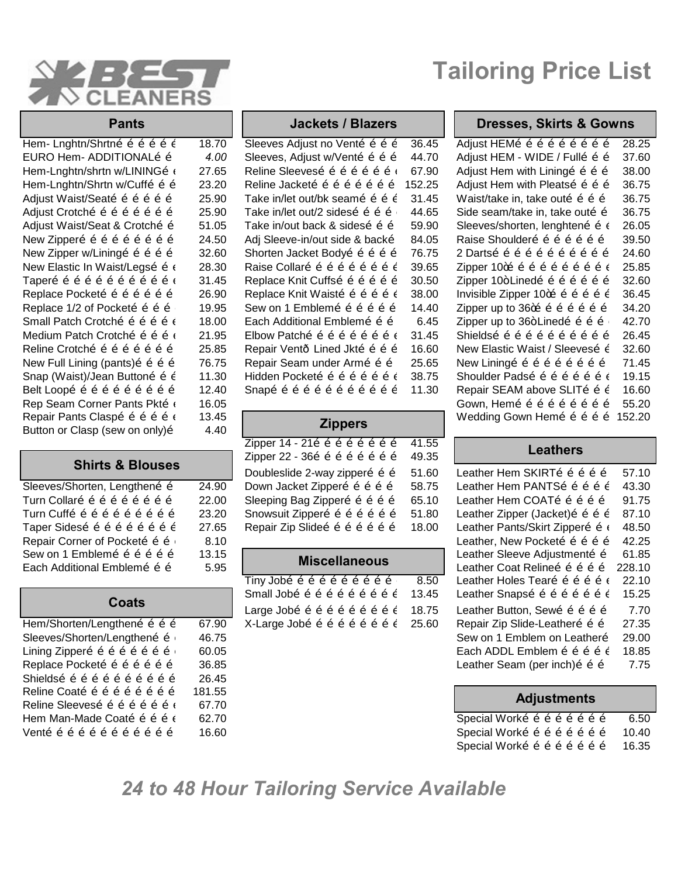**BEST CLEANERS**

# Tailoring Price List

## Pants

| | |
|---|---|
| Hem- Lnghtn/Shrtn | 18.70 |
| EURO Hem- ADDITIONAL | *4.00* |
| Hem-Lnghtn/shrtn w/LINING | 27.65 |
| Hem-Lnghtn/Shrtn w/Cuff | 23.20 |
| Adjust Waist/Seat | 25.90 |
| Adjust Crotch | 25.90 |
| Adjust Waist/Seat & Crotch | 51.05 |
| New Zipper | 24.50 |
| New Zipper w/Lining | 32.60 |
| New Elastic In Waist/Legs | 28.30 |
| Taper | 31.45 |
| Replace Pocket | 26.90 |
| Replace 1/2 of Pocket | 19.95 |
| Small Patch Crotch | 18.00 |
| Medium Patch Crotch | 21.95 |
| Reline Crotch | 25.85 |
| New Full Lining (pants) | 76.75 |
| Snap (Waist)/Jean Button | 11.30 |
| Belt Loop | 12.40 |
| Rep Seam Corner Pants Pkt | 16.05 |
| Repair Pants Clasp | 13.45 |
| Button or Clasp (sew on only) | 4.40 |

## Shirts & Blouses

| | |
|---|---|
| Sleeves/Shorten, Lengthen | 24.90 |
| Turn Collar | 22.00 |
| Turn Cuff | 23.20 |
| Taper Sides | 27.65 |
| Repair Corner of Pocket | 8.10 |
| Sew on 1 Emblem | 13.15 |
| Each Additional Emblem | 5.95 |

## Coats

| | |
|---|---|
| Hem/Shorten/Lengthen | 67.90 |
| Sleeves/Shorten/Lengthen | 46.75 |
| Lining Zipper | 60.05 |
| Replace Pocket | 36.85 |
| Shields | 26.45 |
| Reline Coat | 181.55 |
| Reline Sleeves | 67.70 |
| Hem Man-Made Coat | 62.70 |
| Vent | 16.60 |

## Jackets / Blazers

| | |
|---|---|
| Sleeves Adjust no Vent | 36.45 |
| Sleeves, Adjust w/Vent | 44.70 |
| Reline Sleeves | 67.90 |
| Reline Jacket | 152.25 |
| Take in/let out/bk seam | 31.45 |
| Take in/let out/2 sides | 44.65 |
| Take in/out back & sides | 59.90 |
| Adj Sleeve-in/out side & back | 84.05 |
| Shorten Jacket Body | 76.75 |
| Raise Collar | 39.65 |
| Replace Knit Cuffs | 30.50 |
| Replace Knit Waist | 38.00 |
| Sew on 1 Emblem | 14.40 |
| Each Additional Emblem | 6.45 |
| Elbow Patch | 31.45 |
| Repair Ventð Lined Jkt | 16.60 |
| Repair Seam under Arm | 25.65 |
| Hidden Pocket | 38.75 |
| Snap | 11.30 |

## Zippers

| | |
|---|---|
| Zipper 14 - 21 | 41.55 |
| Zipper 22 - 36 | 49.35 |
| Doubleslide 2-way zipper | 51.60 |
| Down Jacket Zipper | 58.75 |
| Sleeping Bag Zipper | 65.10 |
| Snowsuit Zipper | 51.80 |
| Repair Zip Slide | 18.00 |

## Miscellaneous

| | |
|---|---|
| Tiny Job | 8.50 |
| Small Job | 13.45 |
| Large Job | 18.75 |
| X-Large Job | 25.60 |

## Dresses, Skirts & Gowns

| | |
|---|---|
| Adjust HEM | 28.25 |
| Adjust HEM - WIDE / Full | 37.60 |
| Adjust Hem with Lining | 38.00 |
| Adjust Hem with Pleats | 36.75 |
| Waist/take in, take out | 36.75 |
| Side seam/take in, take out | 36.75 |
| Sleeves/shorten, lenghten | 26.05 |
| Raise Shoulder | 39.50 |
| 2 Darts | 24.60 |
| Zipper 10ö | 25.85 |
| Zipper 10òLined | 32.60 |
| Invisible Zipper 10ö | 36.45 |
| Zipper up to 36ö | 34.20 |
| Zipper up to 36òLined | 42.70 |
| Shields | 26.45 |
| New Elastic Waist / Sleeves | 32.60 |
| New Lining | 71.45 |
| Shoulder Pads | 19.15 |
| Repair SEAM above SLIT | 16.60 |
| Gown, Hem | 55.20 |
| Wedding Gown Hem | 152.20 |

## Leathers

| | |
|---|---|
| Leather Hem SKIRT | 57.10 |
| Leather Hem PANTS | 43.30 |
| Leather Hem COAT | 91.75 |
| Leather Zipper (Jacket) | 87.10 |
| Leather Pants/Skirt Zipper | 48.50 |
| Leather, New Pocket | 42.25 |
| Leather Sleeve Adjustment | 61.85 |
| Leather Coat Reline | 228.10 |
| Leather Holes Tear | 22.10 |
| Leather Snaps | 15.25 |
| Leather Button, Sew | 7.70 |
| Repair Zip Slide-Leather | 27.35 |
| Sew on 1 Emblem on Leather | 29.00 |
| Each ADDL Emblem | 18.85 |
| Leather Seam (per inch) | 7.75 |

## Adjustments

| | |
|---|---|
| Special Work | 6.50 |
| Special Work | 10.40 |
| Special Work | 16.35 |

***24 to 48 Hour Tailoring Service Available***